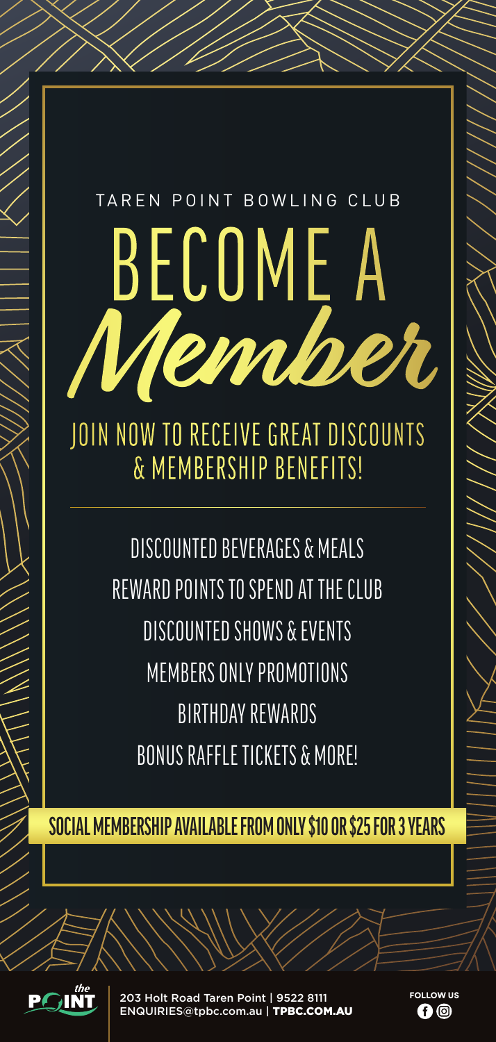TAREN POINT BOWLING CLUB

# BECOME A *Member*

## JOIN NOW TO RECEIVE GREAT DISCOUNTS & MEMBERSHIP BENEFITS!

---

- DISCOUNTED BEVERAGES & MEALS
- REWARD POINTS TO SPEND AT THE CLUB
- DISCOUNTED SHOWS & EVENTS
- MEMBERS ONLY PROMOTIONS
- BIRTHDAY REWARDS
- BONUS RAFFLE TICKETS & MORE!

**SOCIAL MEMBERSHIP AVAILABLE FROM ONLY $10 OR $25 FOR 3 YEARS**

the POINT

203 Holt Road Taren Point | 9522 8111
ENQUIRIES@tpbc.com.au | **TPBC.COM.AU**

**FOLLOW US**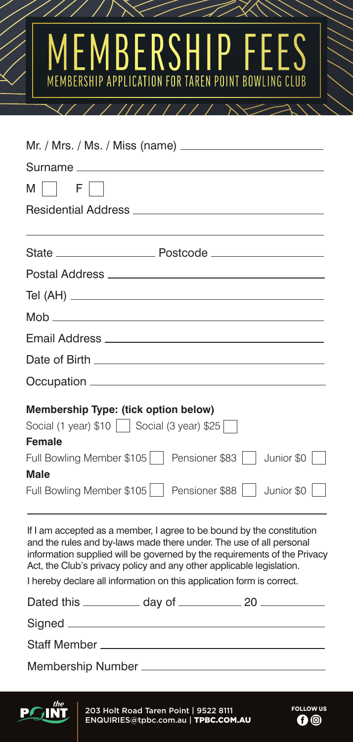# MEMBERSHIP FEES

## MEMBERSHIP APPLICATION FOR TAREN POINT BOWLING CLUB

Mr. / Mrs. / Ms. / Miss (name) ____________________

Surname ____________________

M ☐ F ☐

Residential Address ____________________

____________________

State ____________ Postcode ____________

Postal Address ____________________

Tel (AH) ____________________

Mob ____________________

Email Address ____________________

Date of Birth ____________________

Occupation ____________________

**Membership Type: (tick option below)**

Social (1 year) $10 ☐ Social (3 year) $25 ☐

**Female**

Full Bowling Member $105 ☐ Pensioner $83 ☐ Junior $0 ☐

**Male**

Full Bowling Member $105 ☐ Pensioner $88 ☐ Junior $0 ☐

---

If I am accepted as a member, I agree to be bound by the constitution and the rules and by-laws made there under. The use of all personal information supplied will be governed by the requirements of the Privacy Act, the Club's privacy policy and any other applicable legislation.

I hereby declare all information on this application form is correct.

Dated this ____________ day of ____________ 20 ____________

Signed ____________________

Staff Member ____________________

Membership Number ____________________

the POINT

203 Holt Road Taren Point | 9522 8111
ENQUIRIES@tpbc.com.au | **TPBC.COM.AU**

FOLLOW US